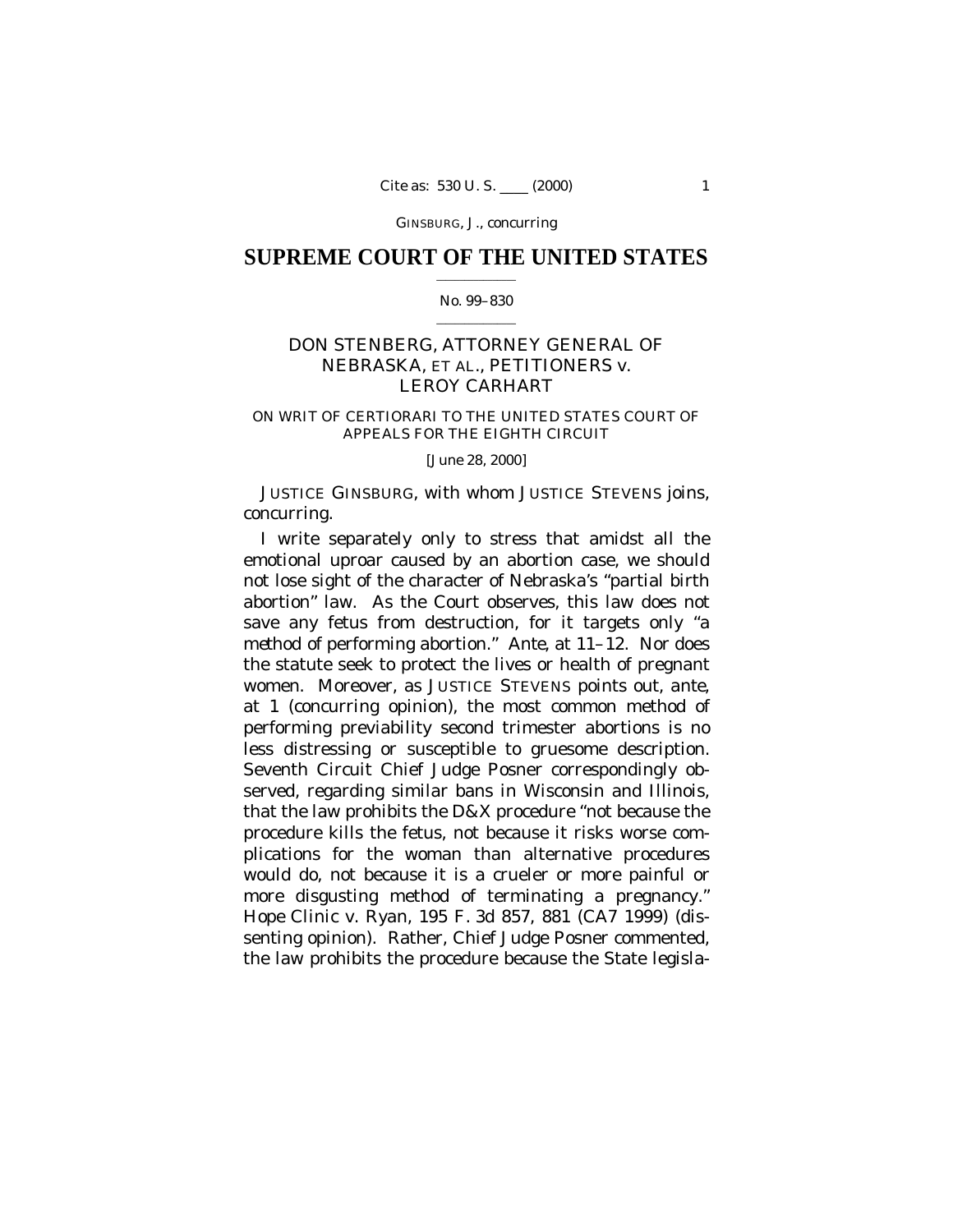# SUPREME COURT OF THE UNITED STATES

No. 99–830

DON STENBERG, ATTORNEY GENERAL OF NEBRASKA, *ET AL.*, PETITIONERS *v.* LEROY CARHART

ON WRIT OF CERTIORARI TO THE UNITED STATES COURT OF APPEALS FOR THE EIGHTH CIRCUIT

[June 28, 2000]

JUSTICE GINSBURG, with whom JUSTICE STEVENS joins, concurring.

I write separately only to stress that amidst all the emotional uproar caused by an abortion case, we should not lose sight of the character of Nebraska's "partial birth abortion" law. As the Court observes, this law does not save any fetus from destruction, for it targets only "a method of performing abortion." *Ante,* at 11–12. Nor does the statute seek to protect the lives or health of pregnant women. Moreover, as JUSTICE STEVENS points out, *ante,* at 1 (concurring opinion), the most common method of performing previability second trimester abortions is no less distressing or susceptible to gruesome description. Seventh Circuit Chief Judge Posner correspondingly observed, regarding similar bans in Wisconsin and Illinois, that the law prohibits the D&X procedure "not because the procedure kills the fetus, not because it risks worse complications for the woman than alternative procedures would do, not because it is a crueler or more painful or more disgusting method of terminating a pregnancy." *Hope Clinic* v. *Ryan,* 195 F. 3d 857, 881 (CA7 1999) (dissenting opinion). Rather, Chief Judge Posner commented, the law prohibits the procedure because the State legisla-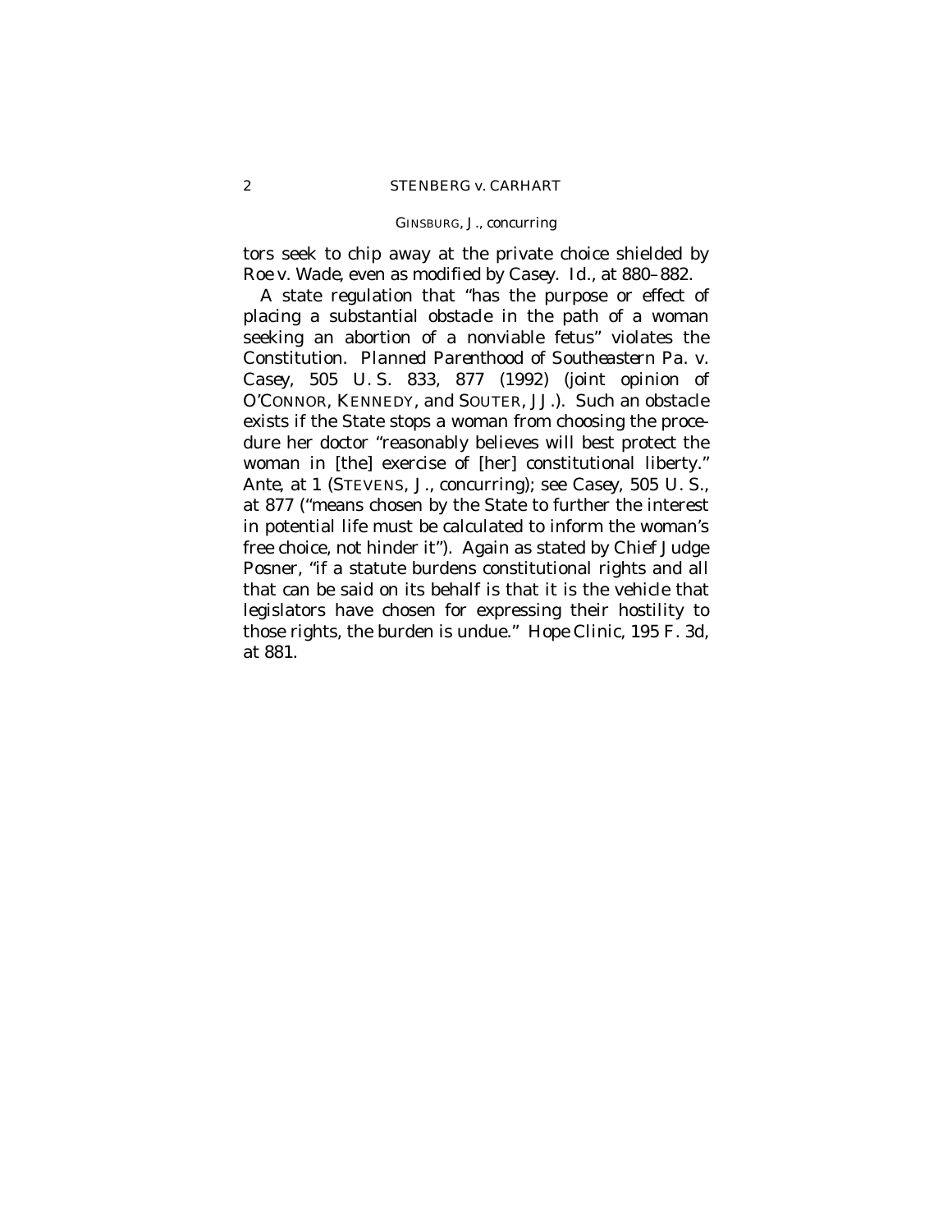tors seek to chip away at the private choice shielded by *Roe* v. *Wade*, even as modified by *Casey*. *Id.*, at 880–882.

A state regulation that "has the purpose or effect of placing a substantial obstacle in the path of a woman seeking an abortion of a nonviable fetus" violates the Constitution. *Planned Parenthood of Southeastern Pa.* v. *Casey*, 505 U. S. 833, 877 (1992) (joint opinion of O'CONNOR, KENNEDY, and SOUTER, JJ.). Such an obstacle exists if the State stops a woman from choosing the procedure her doctor "reasonably believes will best protect the woman in [the] exercise of [her] constitutional liberty." *Ante*, at 1 (STEVENS, J., concurring); see *Casey*, 505 U. S., at 877 ("means chosen by the State to further the interest in potential life must be calculated to inform the woman's free choice, not hinder it"). Again as stated by Chief Judge Posner, "if a statute burdens constitutional rights and all that can be said on its behalf is that it is the vehicle that legislators have chosen for expressing their hostility to those rights, the burden is undue." *Hope Clinic*, 195 F. 3d, at 881.